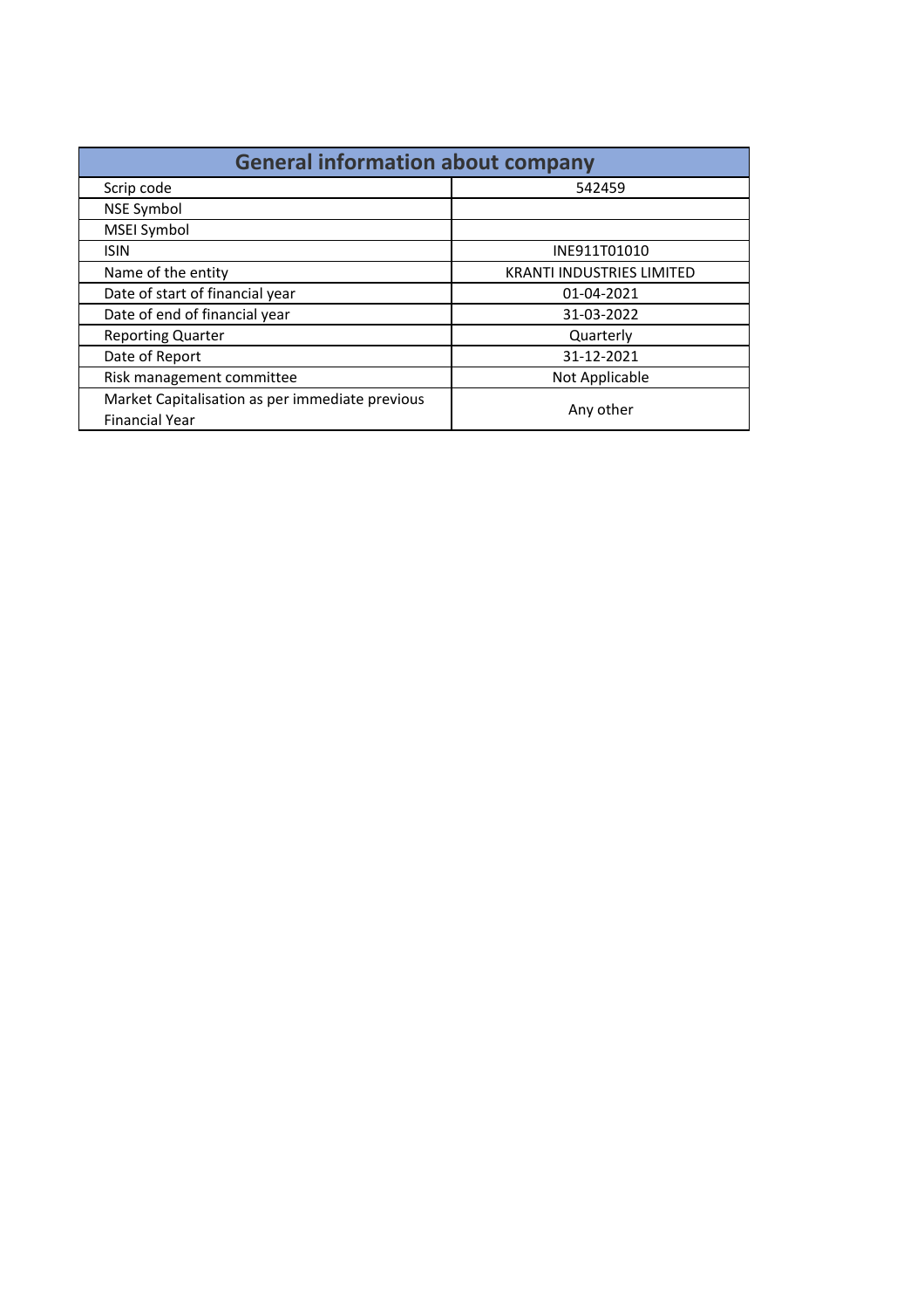| General information about company | |
|---|---|
| Scrip code | 542459 |
| NSE Symbol | |
| MSEI Symbol | |
| ISIN | INE911T01010 |
| Name of the entity | KRANTI INDUSTRIES LIMITED |
| Date of start of financial year | 01-04-2021 |
| Date of end of financial year | 31-03-2022 |
| Reporting Quarter | Quarterly |
| Date of Report | 31-12-2021 |
| Risk management committee | Not Applicable |
| Market Capitalisation as per immediate previous Financial Year | Any other |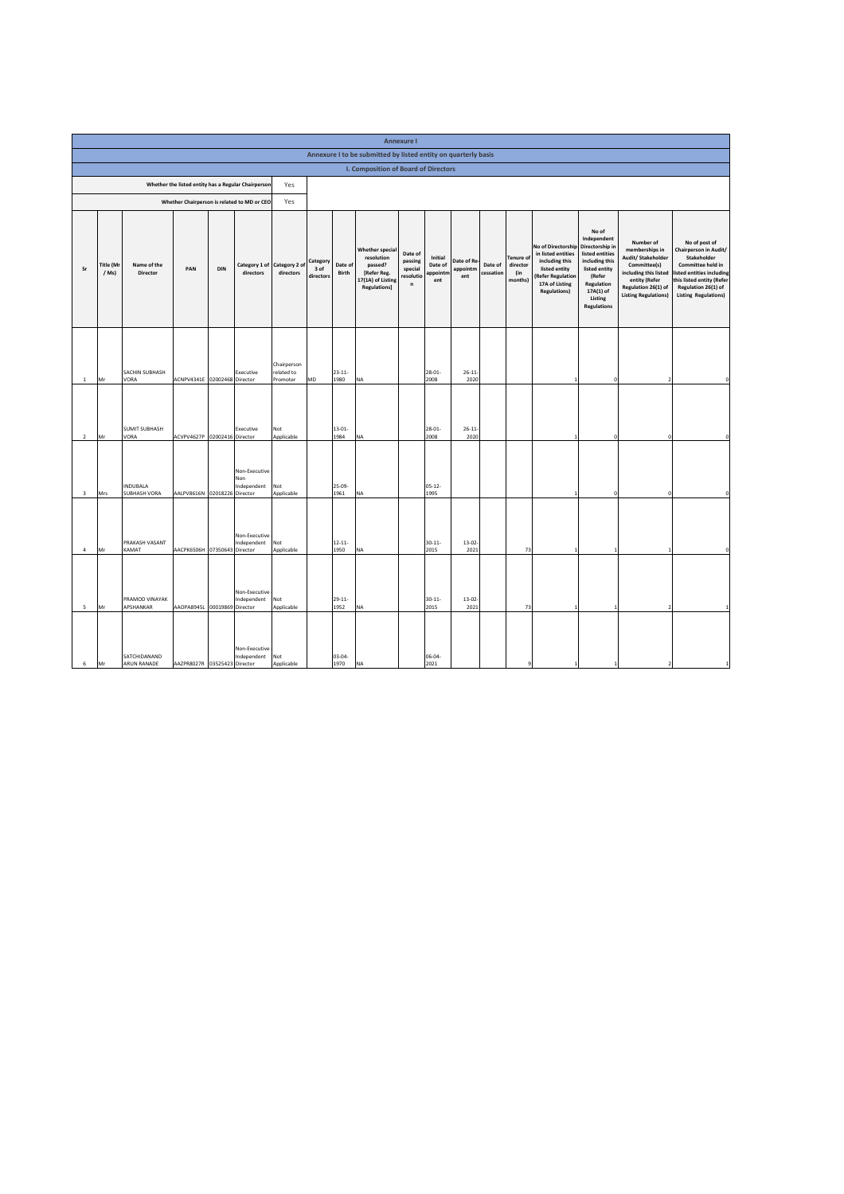## Annexure I

### Annexure I to be submitted by listed entity on quarterly basis

### I. Composition of Board of Directors

| Whether the listed entity has a Regular Chairperson | Yes |
|---|---|
| Whether Chairperson is related to MD or CEO | Yes |

| Sr | Title (Mr / Ms) | Name of the Director | PAN | DIN | Category 1 of directors | Category 2 of directors | Category 3 of directors | Date of Birth | Whether special resolution passed? [Refer Reg. 17(1A) of Listing Regulations] | Date of passing special resolution | Initial Date of appointment | Date of Re-appointment | Date of cessation | Tenure of director (in months) | No of Directorship in listed entities including this listed entity (Refer Regulation 17A of Listing Regulations) | No of Independent Directorship in listed entities including this listed entity (Refer Regulation 17A(1) of Listing Regulations | Number of memberships in Audit/ Stakeholder Committee(s) including this listed entity (Refer Regulation 26(1) of Listing Regulations) | No of post of Chairperson in Audit/ Stakeholder Committee held in listed entities including this listed entity (Refer Regulation 26(1) of Listing Regulations) |
|---|---|---|---|---|---|---|---|---|---|---|---|---|---|---|---|---|---|---|
| 1 | Mr | SACHIN SUBHASH VORA | ACNPV4341E | 02002468 | Executive Director | Chairperson related to Promoter | MD | 23-11-1980 | NA | | 28-01-2008 | 26-11-2020 | | | 1 | 0 | 2 | 0 |
| 2 | Mr | SUMIT SUBHASH VORA | ACVPV4627P | 02002416 | Executive Director | Not Applicable | | 13-01-1984 | NA | | 28-01-2008 | 26-11-2020 | | | 1 | 0 | 0 | 0 |
| 3 | Mrs | INDUBALA SUBHASH VORA | AALPV8616N | 02018226 | Non-Executive Non Independent Director | Not Applicable | | 25-09-1961 | NA | | 05-12-1995 | | | | 1 | 0 | 0 | 0 |
| 4 | Mr | PRAKASH VASANT KAMAT | AACPK6506H | 07350643 | Non-Executive Independent Director | Not Applicable | | 12-11-1950 | NA | | 30-11-2015 | 13-02-2021 | | 73 | 1 | 1 | 1 | 0 |
| 5 | Mr | PRAMOD VINAYAK APSHANKAR | AAOPA8945L | 00019869 | Non-Executive Independent Director | Not Applicable | | 29-11-1952 | NA | | 30-11-2015 | 13-02-2021 | | 73 | 1 | 1 | 2 | 1 |
| 6 | Mr | SATCHIDANAND ARUN RANADE | AAZPR8027R | 03525423 | Non-Executive Independent Director | Not Applicable | | 03-04-1970 | NA | | 06-04-2021 | | | 9 | 1 | 1 | 2 | 1 |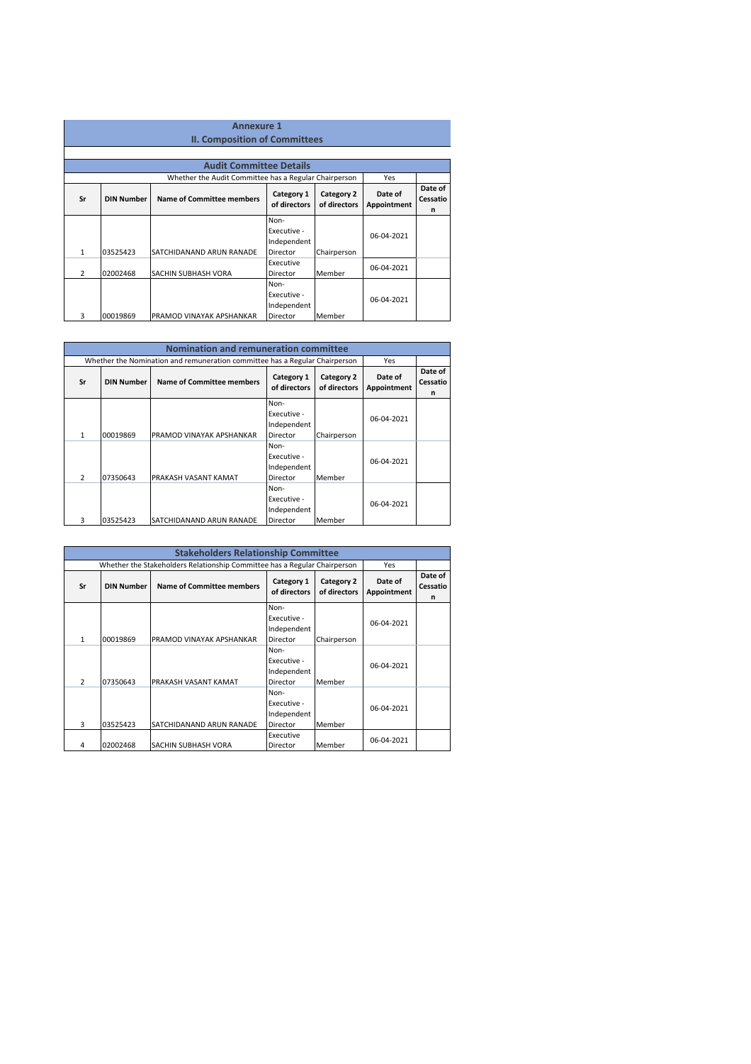# Annexure 1

## II. Composition of Committees

### Audit Committee Details

Whether the Audit Committee has a Regular Chairperson: Yes

| Sr | DIN Number | Name of Committee members | Category 1 of directors | Category 2 of directors | Date of Appointment | Date of Cessation |
|---|---|---|---|---|---|---|
| 1 | 03525423 | SATCHIDANAND ARUN RANADE | Non-Executive - Independent Director | Chairperson | 06-04-2021 | |
| 2 | 02002468 | SACHIN SUBHASH VORA | Executive Director | Member | 06-04-2021 | |
| 3 | 00019869 | PRAMOD VINAYAK APSHANKAR | Non-Executive - Independent Director | Member | 06-04-2021 | |

### Nomination and remuneration committee

Whether the Nomination and remuneration committee has a Regular Chairperson: Yes

| Sr | DIN Number | Name of Committee members | Category 1 of directors | Category 2 of directors | Date of Appointment | Date of Cessation |
|---|---|---|---|---|---|---|
| 1 | 00019869 | PRAMOD VINAYAK APSHANKAR | Non-Executive - Independent Director | Chairperson | 06-04-2021 | |
| 2 | 07350643 | PRAKASH VASANT KAMAT | Non-Executive - Independent Director | Member | 06-04-2021 | |
| 3 | 03525423 | SATCHIDANAND ARUN RANADE | Non-Executive - Independent Director | Member | 06-04-2021 | |

### Stakeholders Relationship Committee

Whether the Stakeholders Relationship Committee has a Regular Chairperson: Yes

| Sr | DIN Number | Name of Committee members | Category 1 of directors | Category 2 of directors | Date of Appointment | Date of Cessation |
|---|---|---|---|---|---|---|
| 1 | 00019869 | PRAMOD VINAYAK APSHANKAR | Non-Executive - Independent Director | Chairperson | 06-04-2021 | |
| 2 | 07350643 | PRAKASH VASANT KAMAT | Non-Executive - Independent Director | Member | 06-04-2021 | |
| 3 | 03525423 | SATCHIDANAND ARUN RANADE | Non-Executive - Independent Director | Member | 06-04-2021 | |
| 4 | 02002468 | SACHIN SUBHASH VORA | Executive Director | Member | 06-04-2021 | |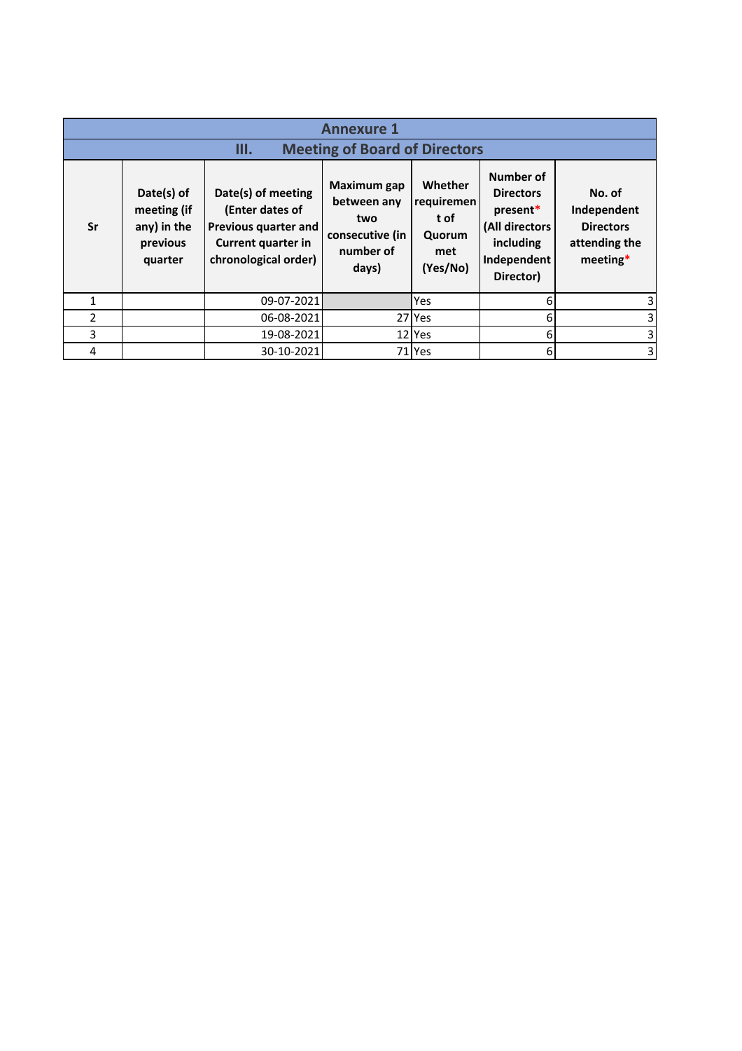# Annexure 1

## III. Meeting of Board of Directors

| Sr | Date(s) of meeting (if any) in the previous quarter | Date(s) of meeting (Enter dates of Previous quarter and Current quarter in chronological order) | Maximum gap between any two consecutive (in number of days) | Whether requirement of Quorum met (Yes/No) | Number of Directors present* (All directors including Independent Director) | No. of Independent Directors attending the meeting* |
|---|---|---|---|---|---|---|
| 1 | | 09-07-2021 | | Yes | 6 | 3 |
| 2 | | 06-08-2021 | 27 | Yes | 6 | 3 |
| 3 | | 19-08-2021 | 12 | Yes | 6 | 3 |
| 4 | | 30-10-2021 | 71 | Yes | 6 | 3 |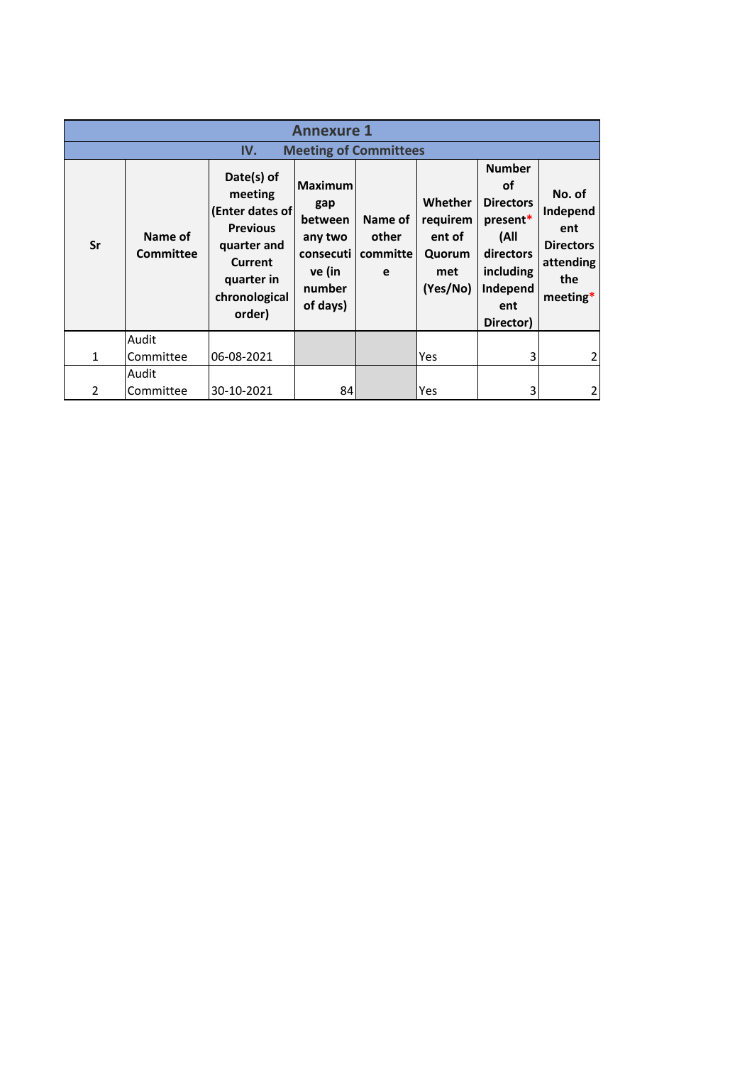# Annexure 1

## IV. Meeting of Committees

| Sr | Name of Committee | Date(s) of meeting (Enter dates of Previous quarter and Current quarter in chronological order) | Maximum gap between any two consecutive (in number of days) | Name of other committee | Whether requirement of Quorum met (Yes/No) | Number of Directors present* (All directors including Independent Director) | No. of Independent Directors attending the meeting* |
|---|---|---|---|---|---|---|---|
| 1 | Audit Committee | 06-08-2021 | | | Yes | 3 | 2 |
| 2 | Audit Committee | 30-10-2021 | 84 | | Yes | 3 | 2 |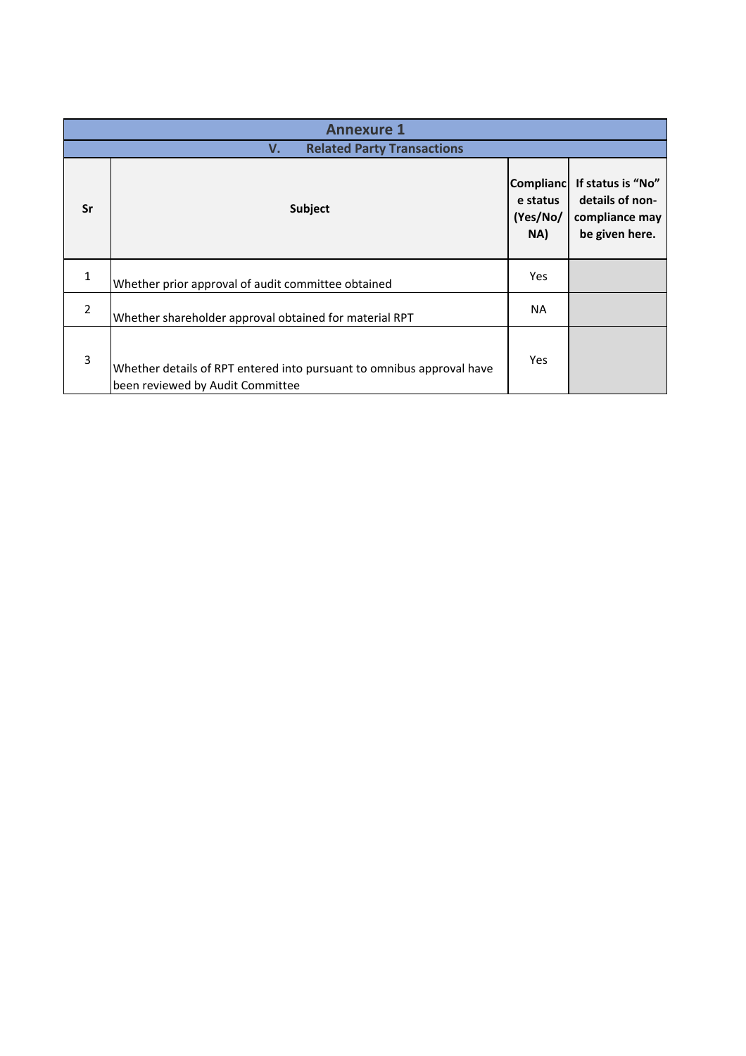## Annexure 1

### V. Related Party Transactions

| Sr | Subject | Compliance status (Yes/No/ NA) | If status is "No" details of non-compliance may be given here. |
|---|---|---|---|
| 1 | Whether prior approval of audit committee obtained | Yes | |
| 2 | Whether shareholder approval obtained for material RPT | NA | |
| 3 | Whether details of RPT entered into pursuant to omnibus approval have been reviewed by Audit Committee | Yes | |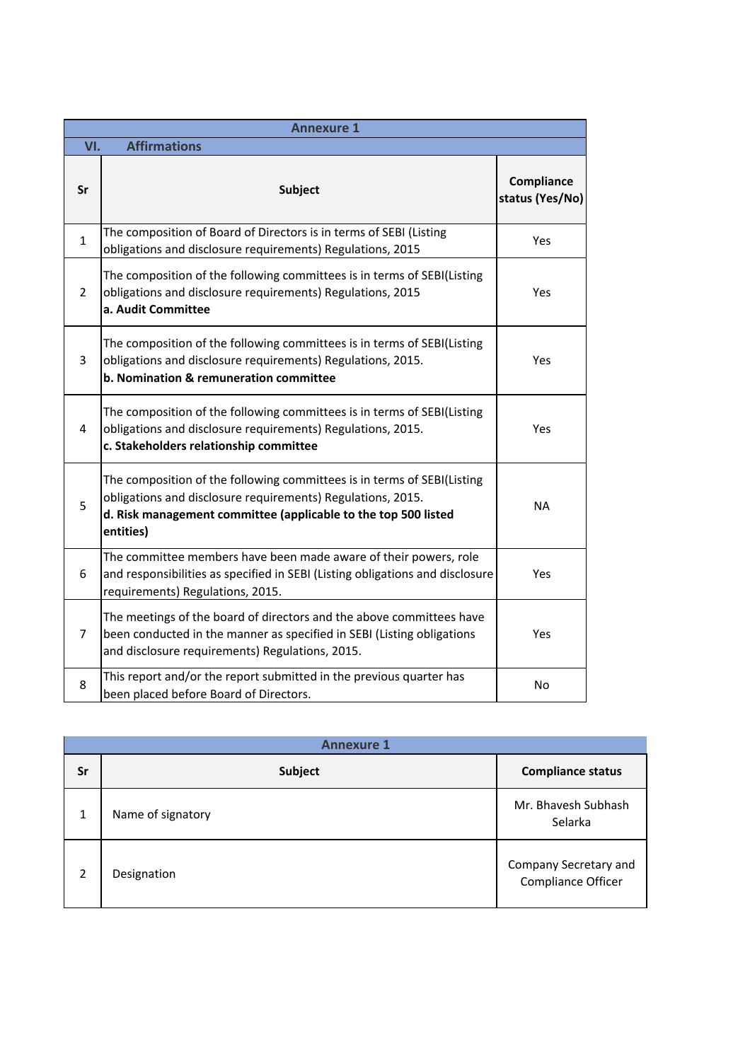## Annexure 1

### VI. Affirmations

| Sr | Subject | Compliance status (Yes/No) |
|---|---|---|
| 1 | The composition of Board of Directors is in terms of SEBI (Listing obligations and disclosure requirements) Regulations, 2015 | Yes |
| 2 | The composition of the following committees is in terms of SEBI(Listing obligations and disclosure requirements) Regulations, 2015 **a. Audit Committee** | Yes |
| 3 | The composition of the following committees is in terms of SEBI(Listing obligations and disclosure requirements) Regulations, 2015. **b. Nomination & remuneration committee** | Yes |
| 4 | The composition of the following committees is in terms of SEBI(Listing obligations and disclosure requirements) Regulations, 2015. **c. Stakeholders relationship committee** | Yes |
| 5 | The composition of the following committees is in terms of SEBI(Listing obligations and disclosure requirements) Regulations, 2015. **d. Risk management committee (applicable to the top 500 listed entities)** | NA |
| 6 | The committee members have been made aware of their powers, role and responsibilities as specified in SEBI (Listing obligations and disclosure requirements) Regulations, 2015. | Yes |
| 7 | The meetings of the board of directors and the above committees have been conducted in the manner as specified in SEBI (Listing obligations and disclosure requirements) Regulations, 2015. | Yes |
| 8 | This report and/or the report submitted in the previous quarter has been placed before Board of Directors. | No |

## Annexure 1

| Sr | Subject | Compliance status |
|---|---|---|
| 1 | Name of signatory | Mr. Bhavesh Subhash Selarka |
| 2 | Designation | Company Secretary and Compliance Officer |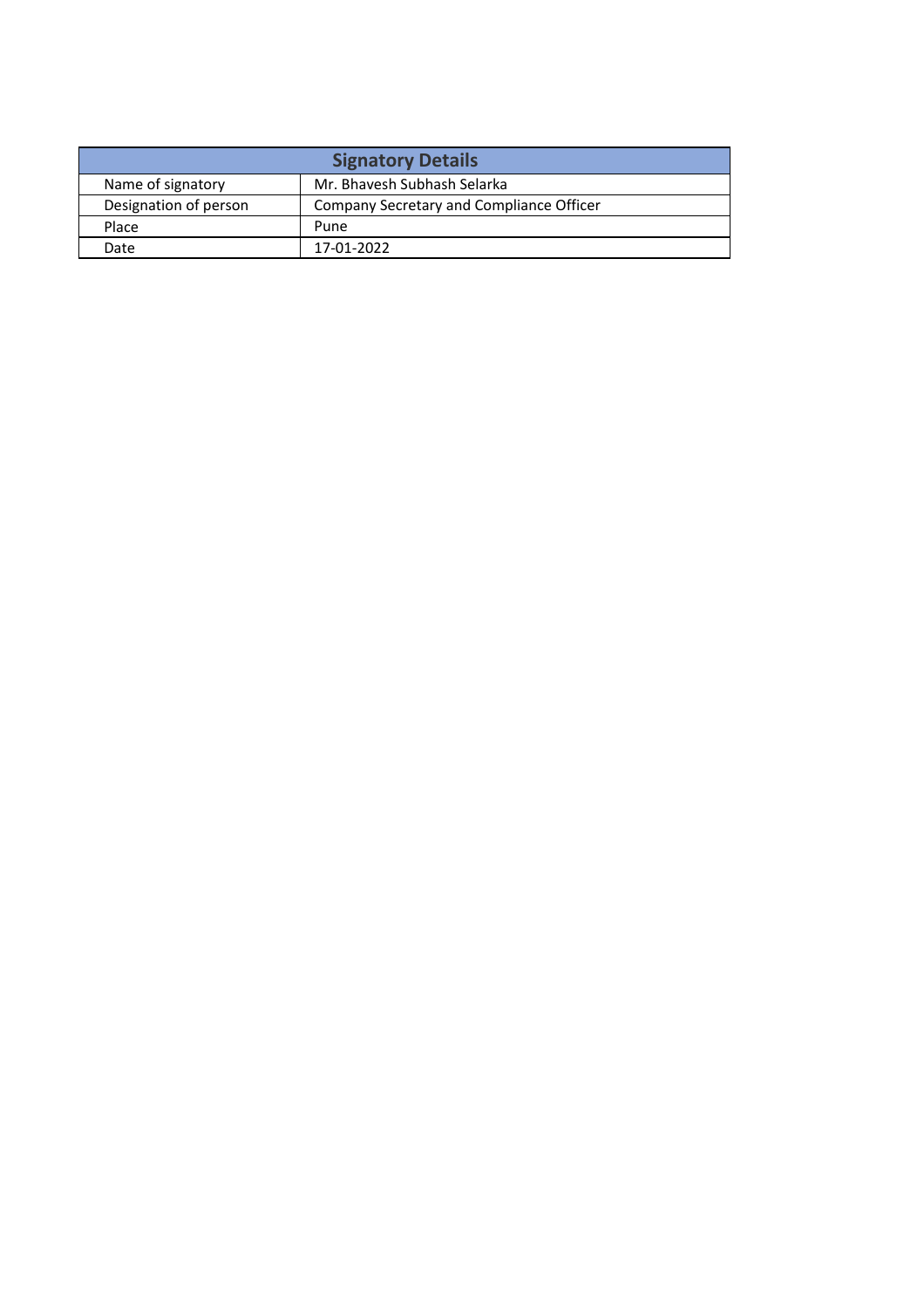| Signatory Details | |
|---|---|
| Name of signatory | Mr. Bhavesh Subhash Selarka |
| Designation of person | Company Secretary and Compliance Officer |
| Place | Pune |
| Date | 17-01-2022 |